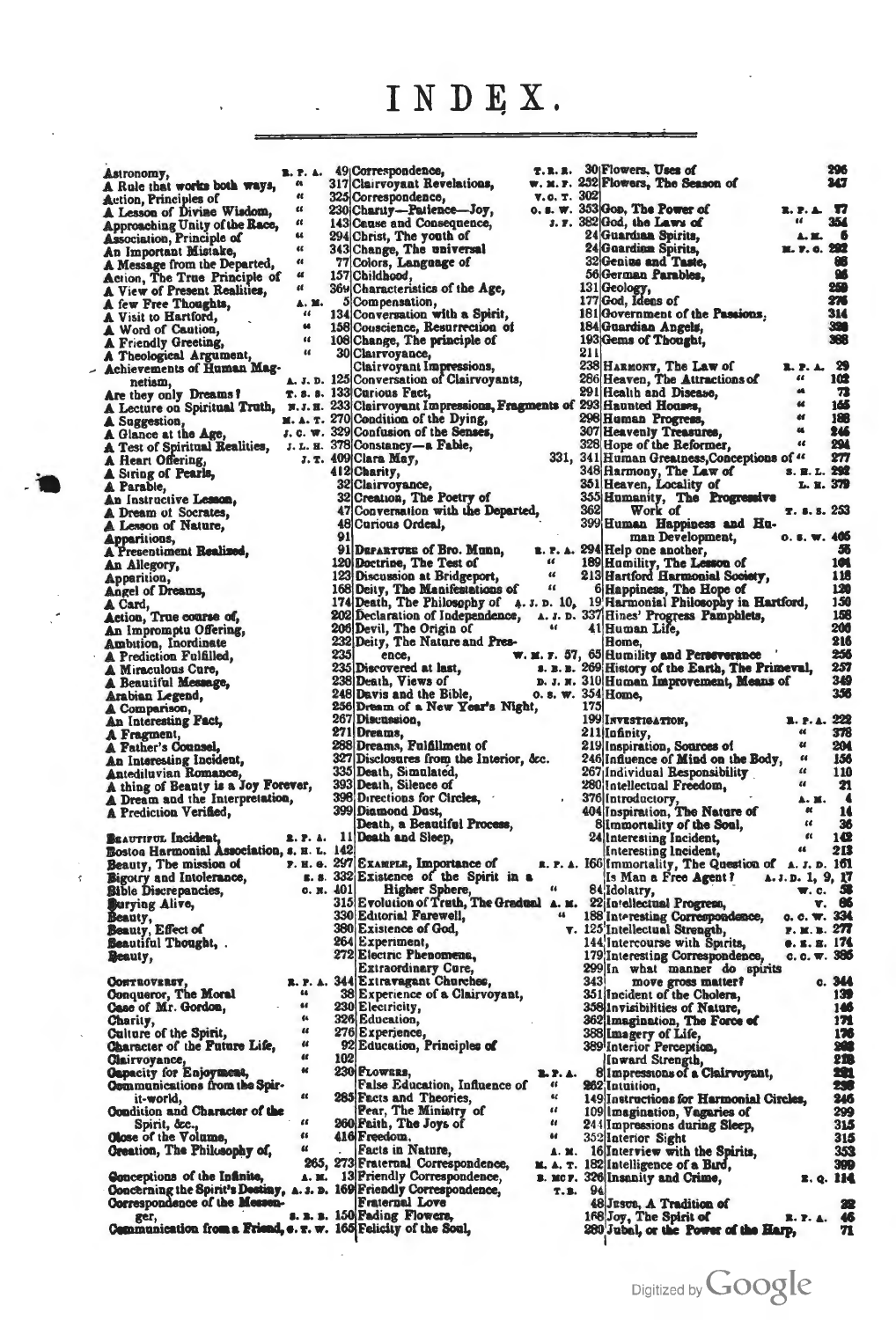# INDEX.

Astronomy, R. P. A. 49
A Rule that works both ways, " 317
Action, Principles of " 325
A Lesson of Divine Wisdom, " 230
Approaching Unity of the Race, " 143
Association, Principle of " 294
An Important Mistake, " 343
A Message from the Departed, " 77
Action, The True Principle of " 157
A View of Present Realities, " 369
A few Free Thoughts, A. M. 5
A Visit to Hartford, " 134
A Word of Caution, " 158
A Friendly Greeting, " 108
A Theological Argument, " 30
Achievements of Human Magnetism, A. J. D. 125
Are they only Dreams? T. S. S. 133
A Lecture on Spiritual Truth, N. J. H. 233
A Suggestion, M. A. T. 270
A Glance at the Age, J. C. W. 329
A Test of Spiritual Realities, J. L. H. 378
A Heart Offering, J. T. 409
A String of Pearls, 412
A Parable, 32
An Instructive Lesson, 32
A Dream of Socrates, 47
A Lesson of Nature, 48
Apparitions, 91
A Presentiment Realized, 91
An Allegory, 120
Apparition, 123
Angel of Dreams, 168
A Card, 174
Action, True course of, 202
An Impromptu Offering, 206
Ambition, Inordinate 232
A Prediction Fulfilled, 235
A Miraculous Cure, 235
A Beautiful Message, 238
Arabian Legend, 248
A Comparison, 256
An Interesting Fact, 267
A Fragment, 271
A Father's Counsel, 288
An Interesting Incident, 327
Antediluvian Romance, 335
A thing of Beauty is a Joy Forever, 393
A Dream and the Interpretation, 398
A Prediction Verified, 399

Beautiful Incident, R. P. A. 11
Boston Harmonial Association, S. H. L. 142
Beauty, The mission of F. H. G. 297
Bigotry and Intolerance, S. S. 332
Bible Discrepancies, C. M. 401
Burying Alive, 315
Beauty, 330
Beauty, Effect of 380
Beautiful Thought, 264
Beauty, 272

Controversy, R. P. A. 344
Conqueror, The Moral " 38
Case of Mr. Gordon, " 230
Charity, " 326
Culture of the Spirit, " 276
Character of the Future Life, " 92
Clairvoyance, " 102
Capacity for Enjoyment, " 230
Communications from the Spirit-world, " 285
Condition and Character of the Spirit, &c., " 260
Close of the Volume, " 416
Creation, The Philosophy of, " 265, 273
Conceptions of the Infinite, A. M. 13
Concerning the Spirit's Destiny, A. J. D. 169
Correspondence of the Messenger, S. B. B. 150
Communication from a Friend, S. T. W. 165
Correspondence, T. B. B. 30
Clairvoyant Revelations, W. M. F. 252
Correspondence, V. C. T. 302
Charity—Patience—Joy, O. S. W. 353
Cause and Consequence, J. F. 382
Christ, The youth of 24
Change, The universal 24
Colors, Language of 32
Childhood, 56
Characteristics of the Age, 131
Compensation, 177
Conversation with a Spirit, 181
Conscience, Resurrection of 184
Change, The principle of 193
Clairvoyance, 211
Clairvoyant Impressions, 238
Conversation of Clairvoyants, 286
Curious Fact, 291
Clairvoyant Impressions, Fragments of 293
Condition of the Dying, 298
Confusion of the Senses, 307
Constancy—a Fable, 328
Clara May, 331, 341
Charity, 348
Clairvoyance, 351
Creation, The Poetry of 355
Conversation with the Departed, 362
Curious Ordeal, 399

Departure of Bro. Munn, R. P. A. 294
Doctrine, The Test of " 189
Discussion at Bridgeport, " 213
Deity, The Manifestations of " 6
Death, The Philosophy of A. J. D. 10, 19
Declaration of Independence, A. J. D. 337
Devil, The Origin of " 41
Deity, The Nature and Presence, W. M. F. 57, 65
Discovered at last, S. B. B. 269
Death, Views of D. J. M. 310
Davis and the Bible, O. S. W. 354
Dream of a New Year's Night, 175
Discussion, 199
Dreams, 211
Dreams, Fulfillment of 219
Disclosures from the Interior, &c. 246
Death, Simulated, 267
Death, Silence of 280
Directions for Circles, 376
Diamond Dust, 404
Death, a Beautiful Process, 8
Death and Sleep, 24

Example, Importance of R. P. A. 166
Existence of the Spirit in a Higher Sphere, " 84
Evolution of Truth, The Gradual A. M. 22
Editorial Farewell, " 188
Existence of God, V. 125
Experiment, 144
Electric Phenomena, 179
Extraordinary Cure, 299
Extravagant Churches, 343
Experience of a Clairvoyant, 351
Electricity, 358
Education, 362
Experience, 388
Education, Principles of 389

Flowers, R. P. A. 8
False Education, Influence of " 262
Facts and Theories, " 149
Fear, The Ministry of " 109
Faith, The Joys of " 244
Freedom, " 352
Facts in Nature, A. M. 16
Fraternal Correspondence, M. A. T. 182
Friendly Correspondence, S. McF. 326
Friendly Correspondence, T. B. 94
Fraternal Love 48
Fading Flowers, 168
Felicity of the Soul, 280
Flowers, Uses of 296
Flowers, The Season of 347

God, The Power of R. P. A. 77
God, the Laws of " 354
Guardian Spirits, A. M. 5
Guardian Spirits, M. V. C. 282
Genius and Taste, 85
German Parables, 96
Geology, 259
God, Ideas of 276
Government of the Passions, 314
Guardian Angels, 329
Gems of Thought, 388

Harmony, The Law of R. P. A. 29
Heaven, The Attractions of " 102
Health and Disease, " 73
Haunted Houses, " 165
Human Progress, " 188
Heavenly Treasures, " 246
Hope of the Reformer, " 294
Human Greatness, Conceptions of " 277
Harmony, The Law of S. H. L. 292
Heaven, Locality of L. H. 379
Humanity, The Progressive Work of T. S. S. 253
Human Happiness and Human Development, O. S. W. 405
Help one another, 55
Humility, The Lesson of 104
Hartford Harmonial Society, 118
Happiness, The Hope of 120
Harmonial Philosophy in Hartford, 150
Hines' Progress Pamphlets, 158
Human Life, 206
Home, 216
Humility and Perseverance 256
History of the Earth, The Primeval, 257
Human Improvement, Means of 349
Home, 356

Investigation, R. P. A. 222
Infinity, " 378
Inspiration, Sources of " 204
Influence of Mind on the Body, " 156
Individual Responsibility " 110
Intellectual Freedom, " 21
Introductory, A. M. 4
Inspiration, The Nature of " 14
Immortality of the Soul, " 36
Interesting Incident, " 142
Interesting Incident, " 213
Immortality, The Question of A. J. D. 161
Is Man a Free Agent? A. J. D. 1, 9, 17
Idolatry, W. C. 58
Intellectual Progress, V. 86
Interesting Correspondence, O. C. W. 334
Intellectual Strength, F. M. B. 277
Intercourse with Spirits, S. E. H. 174
Interesting Correspondence, C. C. W. 385
In what manner do spirits move gross matter? C. 344
Incident of the Cholera, 139
Invisibilities of Nature, 146
Imagination, The Force of 171
Imagery of Life, 176
Interior Perception, 302
Inward Strength, 278
Impressions of a Clairvoyant, 281
Intuition, 236
Instructions for Harmonial Circles, 246
Imagination, Vagaries of 299
Impressions during Sleep, 315
Interior Sight 315
Interview with the Spirits, 353
Intelligence of a Bird, 390
Insanity and Crime, R. Q. 114

Jesus, A Tradition of 32
Joy, The Spirit of R. P. A. 46
Jubal, or the Power of the Harp, 71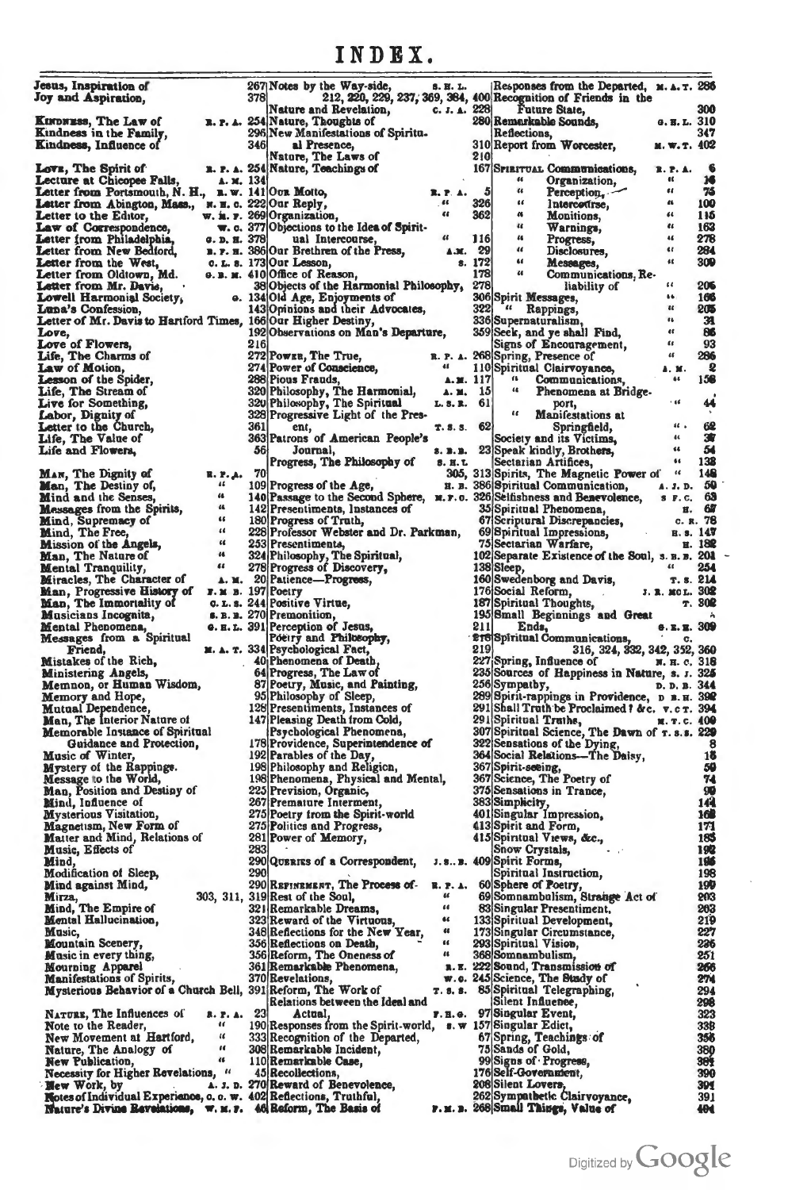# INDEX.

Jesus, Inspiration of 267
Joy and Aspiration, 378

Kindness, The Law of R. P. A. 254
Kindness in the Family, 296
Kindness, Influence of 346

Love, The Spirit of R. P. A. 254
Lecture at Chicopee Falls, A. M. 134
Letter from Portsmouth, N. H., R. W. 141
Letter from Abington, Mass., N. H. C. 222
Letter to the Editor, W. H. F. 269
Law of Correspondence, W. C. 377
Letter from Philadelphia, G. D. H. 378
Letter from New Bedford, R. P. H. 386
Letter from the West, C. L. S. 173
Letter from Oldtown, Md. G. B. M. 410
Letter from Mr. Davis, 38
Lowell Harmonial Society, G. 134
Luna's Confession, 143
Letter of Mr. Davis to Hartford Times, 166
Love, 192
Love of Flowers, 216
Life, The Charms of 272
Law of Motion, 274
Lesson of the Spider, 288
Life, The Stream of 320
Live for Something, 320
Labor, Dignity of 328
Letter to the Church, 361
Life, The Value of 363
Life and Flowers, 56

Man, The Dignity of R. P. A. 70
Man, The Destiny of, " 109
Mind and the Senses, " 140
Messages from the Spirits, " 142
Mind, Supremacy of " 180
Mind, The Free, " 228
Mission of the Angels, " 253
Man, The Nature of " 324
Mental Tranquility, " 278
Miracles, The Character of A. M. 20
Man, Progressive History of F. M. B. 197
Man, The Immortality of C. L. S. 244
Musicians Incognita, S. B. B. 270
Mental Phenomena, G. H. L. 391
Messages from a Spiritual Friend, M. A. T. 334
Mistakes of the Rich, 40
Ministering Angels, 64
Memnon, or Human Wisdom, 87
Memory and Hope, 95
Mutual Dependence, 128
Man, The Interior Nature of 147
Memorable Instance of Spiritual Guidance and Protection, 178
Music of Winter, 192
Mystery of the Rappings. 198
Message to the World, 198
Man, Position and Destiny of 225
Mind, Influence of 267
Mysterious Visitation, 275
Magnetism, New Form of 275
Matter and Mind, Relations of 281
Music, Effects of 283
Mind, 290
Modification of Sleep, 290
Mind against Mind, 290
Mirza, 303, 311, 319
Mind, The Empire of 321
Mental Hallucination, 323
Music, 348
Mountain Scenery, 356
Music in every thing, 356
Mourning Apparel 361
Manifestations of Spirits, 370
Mysterious Behavior of a Church Bell, 391

Nature, The Influences of R. P. A. 23
Note to the Reader, " 190
New Movement at Hartford, " 333
Nature, The Analogy of " 308
New Publication, " 110
Necessity for Higher Revelations, " 45
New Work, by A. J. D. 270
Notes of Individual Experience, C. C. W. 402
Nature's Divine Revelations, W. M. F. 46
Notes by the Way-side, S. H. L. 212, 220, 229, 237, 369, 384, 400
Nature and Revelation, C. J. A. 228
Nature, Thoughts of 280
New Manifestations of Spiritual Presence, 310
Nature, The Laws of 210
Nature, Teachings of 167

Our Motto, R. P. A. 5
Our Reply, " 326
Organization, " 362
Objections to the Idea of Spiritual Intercourse, " 116
Our Brethren of the Press, A. M. 29
Our Lesson, S. 172
Office of Reason, 178
Objects of the Harmonial Philosophy, 278
Old Age, Enjoyments of 306
Opinions and their Advocates, 322
Our Higher Destiny, 336
Observations on Man's Departure, 359

Power, The True, R. P. A. 268
Power of Conscience, " 110
Pious Frauds, A. M. 117
Philosophy, The Harmonial, A. M. 15
Philosophy, The Spiritual L. S. R. 61
Progressive Light of the Present, T. S. S. 62
Patrons of American People's Journal, S. B. B. 23
Progress, The Philosophy of S. H. L. 305, 313
Progress of the Age, H. B. 386
Passage to the Second Sphere, M. F. C. 326
Presentiments, Instances of 35
Progress of Truth, 67
Professor Webster and Dr. Parkman, 69
Presentiments, 75
Philosophy, The Spiritual, 102
Progress of Discovery, 138
Patience—Progress, 160
Poetry 176
Positive Virtue, 187
Premonition, 195
Perception of Jesus, 211
Poetry and Philosophy, 216
Psychological Fact, 219
Phenomena of Death, 227
Progress, The Law of 235
Poetry, Music, and Painting, 256
Philosophy of Sleep, 289
Presentiments, Instances of 291
Pleasing Death from Cold, 291
Psychological Phenomena, 307
Providence, Superintendence of 322
Parables of the Day, 364
Philosophy and Religion, 367
Phenomena, Physical and Mental, 367
Prevision, Organic, 375
Premature Interment, 383
Poetry from the Spirit-world 401
Politics and Progress, 413
Power of Memory, 415

Queries of a Correspondent, J. S. B. 409

Refinement, The Process of R. P. A. 60
Rest of the Soul, " 69
Remarkable Dreams, " 83
Reward of the Virtuous, " 133
Reflections for the New Year, " 173
Reflections on Death, " 293
Reform, The Oneness of " 368
Remarkable Phenomena, R. E. 222
Revelations, W. O. 245
Reform, The Work of T. S. S. 85
Relations between the Ideal and Actual, F. H. G. 97
Responses from the Spirit-world, S. W 157
Recognition of the Departed, 67
Remarkable Incident, 75
Remarkable Case, 99
Recollections, 176
Reward of Benevolence, 208
Reflections, Truthful, 262
Reform, The Basis of F. M. B. 268
Responses from the Departed, M. A. T. 286
Recognition of Friends in the Future State, 300
Remarkable Sounds, G. H. L. 310
Reflections, 347
Report from Worcester, M. W. T. 402

Spiritual Communications, R. P. A. 6
" Organization, " 16
" Perception, " 75
" Intercourse, " 100
" Monitions, " 115
" Warnings, " 163
" Progress, " 278
" Disclosures, " 284
" Messages, " 309
" Communications, Reliability of " 206
Spirit Messages, " 166
" Rappings, " 205
Supernaturalism, " 31
Seek, and ye shall Find, " 86
Signs of Encouragement, " 93
Spring, Presence of " 286
Spiritual Clairvoyance, A. M. 2
" Communications, " 158
" Phenomena at Bridgeport, " 44
" Manifestations at Springfield, " 62
Society and its Victims, " 37
Speak kindly, Brothers, " 54
Sectarian Artifices, " 138
Spirits, The Magnetic Power of " 148
Spiritual Communication, A. J. D. 50
Selfishness and Benevolence, S. F. C. 63
Spiritual Phenomena, H. 67
Scriptural Discrepancies, C. R. 78
Spiritual Impressions, H. S. 147
Sectarian Warfare, H. 182
Separate Existence of the Soul, S. B. B. 201
Sleep, " 254
Swedenborg and Davis, T. S. 214
Social Reform, J. R. MCL. 302
Spiritual Thoughts, T. 302
Small Beginnings and Great Ends, G. H. H. 309
Spiritual Communications, C. 316, 324, 332, 342, 352, 360
Spring, Influence of N. H. C. 318
Sources of Happiness in Nature, S. J. 325
Sympathy, D. D. B. 344
Spirit-rappings in Providence, D B H. 392
Shall Truth be Proclaimed? &c. V. C T. 394
Spiritual Truths, M. T. C. 409
Spiritual Science, The Dawn of T. S. S. 229
Sensations of the Dying, 8
Social Relations—The Daisy, 15
Spirit-seeing, 59
Science, The Poetry of 74
Sensations in Trance, 99
Simplicity, 142
Singular Impression, 168
Spirit and Form, 171
Spiritual Views, &c., 185
Snow Crystals, 192
Spirit Forms, 195
Spiritual Instruction, 198
Sphere of Poetry, 199
Somnambulism, Strange Act of 203
Singular Presentiment, 203
Spiritual Development, 219
Singular Circumstance, 227
Spiritual Vision, 236
Somnambulism, 251
Sound, Transmission of 266
Science, The Study of 274
Spiritual Telegraphing, 294
Silent Influence, 298
Singular Event, 323
Singular Edict, 338
Spring, Teachings of 356
Sands of Gold, 380
Signs of Progress, 384
Self-Government, 390
Silent Lovers, 391
Sympathetic Clairvoyance, 391
Small Things, Value of 404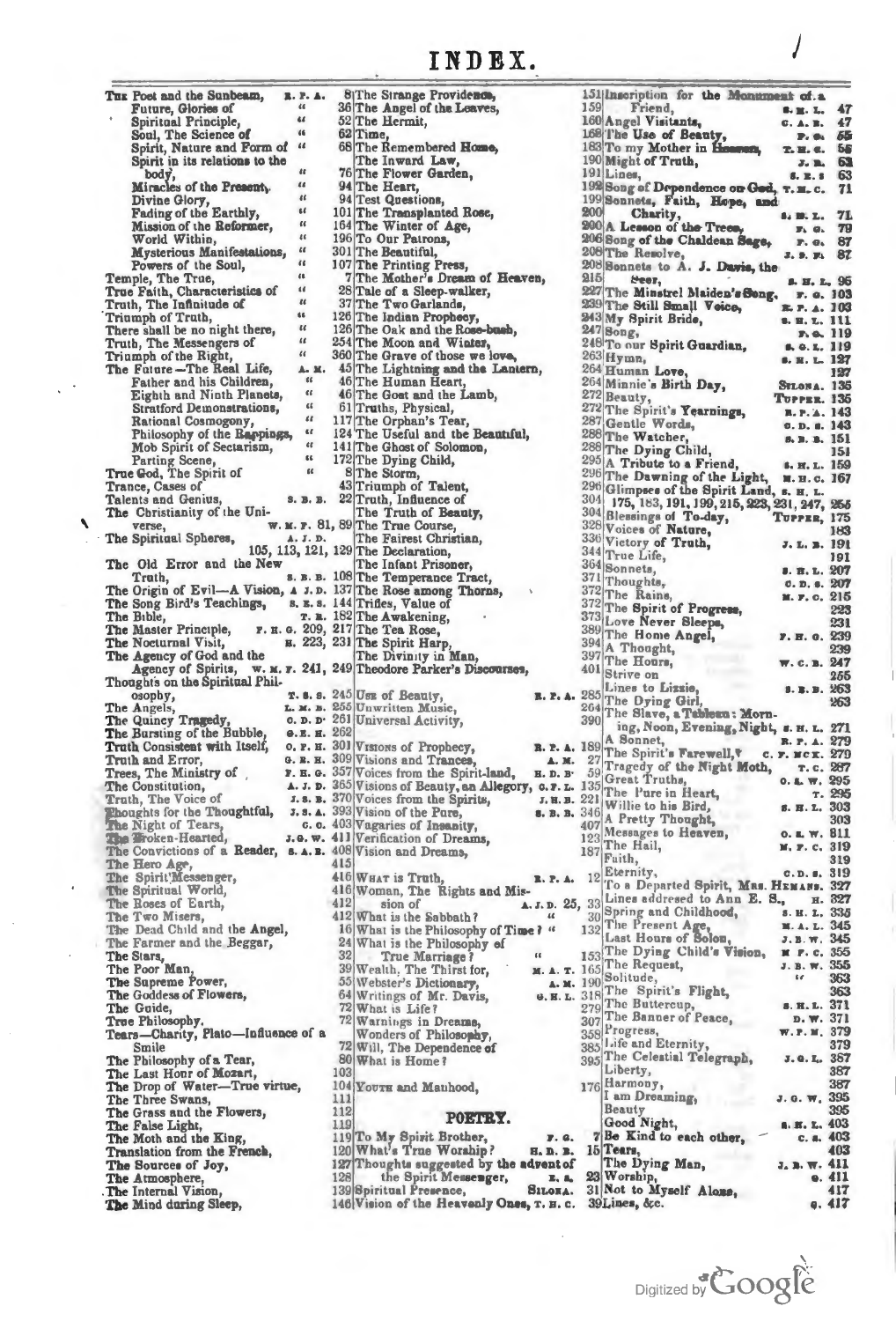# INDEX.

- The Poet and the Sunbeam, R. P. A. 8
- Future, Glories of " 36
- Spiritual Principle, " 52
- Soul, The Science of " 62
- Spirit, Nature and Form of " 68
- Spirit in its relations to the body, " 76
- Miracles of the Present, " 94
- Divine Glory, " 94
- Fading of the Earthly, " 101
- Mission of the Reformer, " 164
- World Within, " 196
- Mysterious Manifestations, " 301
- Powers of the Soul, " 107
- Temple, The True, " 7
- True Faith, Characteristics of " 28
- Truth, The Infinitude of " 37
- Triumph of Truth, " 126
- There shall be no night there, " 126
- Truth, The Messengers of " 254
- Triumph of the Right, " 360
- The Future—The Real Life, A. M. 45
- Father and his Children, " 46
- Eighth and Ninth Planets, " 46
- Stratford Demonstrations, " 61
- Rational Cosmogony, " 117
- Philosophy of the Rappings, " 124
- Mob Spirit of Sectarism, " 141
- Parting Scene, " 172
- True God, The Spirit of " 8
- Trance, Cases of 43
- Talents and Genius, S. B. B. 22
- The Christianity of the Universe, W. M. F. 81, 89
- The Spiritual Spheres, A. J. D. 105, 113, 121, 129
- The Old Error and the New Truth, S. B. B. 108
- The Origin of Evil—A Vision, A. J. D. 137
- The Song Bird's Teachings, S. E. S. 144
- The Bible, T. B. 182
- The Master Principle, F. H. G. 209, 217
- The Nocturnal Visit, H. 223, 231
- The Agency of God and the Agency of Spirits, W. M. F. 241, 249
- Thoughts on the Spiritual Philosophy, T. S. S. 245
- The Angels, L. M. B. 255
- The Quincy Tragedy, C. D. D. 261
- The Bursting of the Bubble, O. E. H. 262
- Truth Consistent with Itself, O. P. H. 301
- Truth and Error, G. R. H. 309
- Trees, The Ministry of, F. H. G. 357
- The Constitution, A. J. D. 365
- Truth, The Voice of J. S. B. 370
- Thoughts for the Thoughtful, J. S. A. 393
- The Night of Tears, C. C. 403
- The Broken-Hearted, J. G. W. 411
- The Convictions of a Reader, S. A. B. 408
- The Hero Age, 415
- The Spirit Messenger, 416
- The Spiritual World, 416
- The Roses of Earth, 412
- The Two Misers, 412
- The Dead Child and the Angel, 16
- The Farmer and the Beggar, 24
- The Stars, 32
- The Poor Man, 39
- The Supreme Power, 55
- The Goddess of Flowers, 64
- The Guide, 72
- True Philosophy, 72
- Tears—Charity, Plato—Influence of a Smile 72
- The Philosophy of a Tear, 80
- The Last Hour of Mozart, 103
- The Drop of Water—True virtue, 104
- The Three Swans, 111
- The Grass and the Flowers, 112
- The False Light, 119
- The Moth and the King, 119
- Translation from the French, 120
- The Sources of Joy, 127
- The Atmosphere, 128
- The Internal Vision, 139
- The Mind during Sleep, 146
- The Strange Providence, 151
- The Angel of the Leaves, 159
- The Hermit, 160
- Time, 168
- The Remembered Home, 183
- The Inward Law, 190
- The Flower Garden, 191
- The Heart, 192
- Test Questions, 199
- The Transplanted Rose, 200
- The Winter of Age, 200
- To Our Patrons, 206
- The Beautiful, 208
- The Printing Press, 208
- The Mother's Dream of Heaven, 215
- Tale of a Sleep-walker, 227
- The Two Garlands, 239
- The Indian Prophecy, 243
- The Oak and the Rose-bush, 247
- The Moon and Winter, 248
- The Grave of those we love, 263
- The Lightning and the Lantern, 264
- The Human Heart, 264
- The Goat and the Lamb, 272
- Truths, Physical, 272
- The Orphan's Tear, 287
- The Useful and the Beautiful, 288
- The Ghost of Solomon, 288
- The Dying Child, 295
- The Storm, 296
- Triumph of Talent, 296
- Truth, Influence of 304
- The Truth of Beauty, 304
- The True Course, 328
- The Fairest Christian, 336
- The Declaration, 344
- The Infant Prisoner, 364
- The Temperance Tract, 371
- The Rose among Thorns, 372
- Trifles, Value of 372
- The Awakening, 373
- The Tea Rose, 389
- The Spirit Harp, 394
- The Divinity in Man, 397
- Theodore Parker's Discourses, 401

- Use of Beauty, R. P. A. 285
- Unwritten Music, 264
- Universal Activity, 390

- Visions of Prophecy, R. P. A. 189
- Visions and Trances, A. M. 27
- Voices from the Spirit-land, H. D. B. 59
- Visions of Beauty, an Allegory, C. P. L. 135
- Voices from the Spirits, J. H. B. 221
- Vision of the Pure, S. B. B. 346
- Vagaries of Insanity, 407
- Verification of Dreams, 123
- Vision and Dreams, 187

- What is Truth, R. P. A. 12
- Woman, The Rights and Mission of A. J. D. 25, 33
- What is the Sabbath? " 30
- What is the Philosophy of Time? " 132
- What is the Philosophy of True Marriage? " 153
- Wealth, The Thirst for, M. A. T. 165
- Webster's Dictionary, A. M. 190
- Writings of Mr. Davis, G. H. L. 318
- What is Life? 279
- Warnings in Dreams, 307
- Wonders of Philosophy, 358
- Will, The Dependence of 385
- What is Home? 395

- Youth and Manhood, 176

## POETRY.

- To My Spirit Brother, F. G. 7
- What's True Worship? H. D. B. 15
- Thoughts suggested by the advent of the Spirit Messenger, E. A. 23
- Spiritual Presence, Silora. 31
- Vision of the Heavenly Ones, T. H. C. 39
- Inscription for the Monument of a Friend, S. H. L. 47
- Angel Visitants, C. A. B. 47
- The Use of Beauty, F. G. 55
- To my Mother in Heaven, T. H. C. 56
- Might of Truth, J. R. 63
- Lines, S. E. S 63
- Song of Dependence on God, T. H. C. 71
- Sonnets, Faith, Hope, and Charity, S. H. L. 71
- A Lesson of the Trees, F. G. 79
- Song of the Chaldean Sage, F. G. 87
- The Resolve, J. D. F. 87
- Sonnets to A. J. Davis, the Seer, S. H. L. 95
- The Minstrel Maiden's Song, F. G. 103
- The Still Small Voice, E. P. A. 103
- My Spirit Bride, S. H. L. 111
- Song, F. G. 119
- To our Spirit Guardian, S. G. L. 119
- Hymn, S. H. L. 127
- Human Love, 127
- Minnie's Birth Day, Silora. 135
- Beauty, Tupper. 135
- The Spirit's Yearnings, R. P. A. 143
- Gentle Words, C. D. S. 143
- The Watcher, S. B. B. 151
- The Dying Child, 151
- A Tribute to a Friend, S. H. L. 159
- The Dawning of the Light, M. H. C. 167
- Glimpses of the Spirit Land, S. H. L. 175, 183, 191, 199, 215, 223, 231, 247, 255
- Blessings of To-day, Tupper, 175
- Voices of Nature, 183
- Victory of Truth, J. L. B. 191
- True Life, 191
- Sonnets, S. H. L. 207
- Thoughts, C. D. S. 207
- The Rains, M. F. C. 215
- The Spirit of Progress, 223
- Love Never Sleeps, 231
- The Home Angel, F. H. G. 239
- A Thought, 239
- The Hours, W. C. B. 247
- Strive on 255
- Lines to Lizzie, S. B. B. 263
- The Dying Girl, 263
- The Slave, a Tableau: Morning, Noon, Evening, Night, S. H. L. 271
- A Sonnet, R. P. A. 279
- The Spirit's Farewell, C. P. McK. 279
- Tragedy of the Night Moth, T. C. 287
- Great Truths, O. L. W. 295
- The Pure in Heart, T. 295
- Willie to his Bird, S. H. L. 303
- A Pretty Thought, 303
- Messages to Heaven, O. L. W. 311
- The Hail, M. F. C. 319
- Faith, 319
- Eternity, C. D. S. 319
- To a Departed Spirit, Mrs. Hemans. 327
- Lines addressed to Ann E. S., H. 327
- Spring and Childhood, S. H. L. 335
- The Present Age, M. A. L. 345
- Last Hours of Solon, J. B. W. 345
- The Dying Child's Vision, M. F. C. 355
- The Request, J. B. W. 355
- Solitude, " 363
- The Spirit's Flight, 363
- The Buttercup, S. H. L. 371
- The Banner of Peace, D. W. 371
- Progress, W. P. M. 379
- Life and Eternity, 379
- The Celestial Telegraph, J. G. L. 387
- Liberty, 387
- Harmony, 387
- I am Dreaming, J. G. W. 395
- Beauty 395
- Good Night, S. H. L. 403
- Be Kind to each other, C. S. 403
- Tears, 403
- The Dying Man, J. B. W. 411
- Worship, G. 411
- Not to Myself Alone, 417
- Lines, &c. G. 417